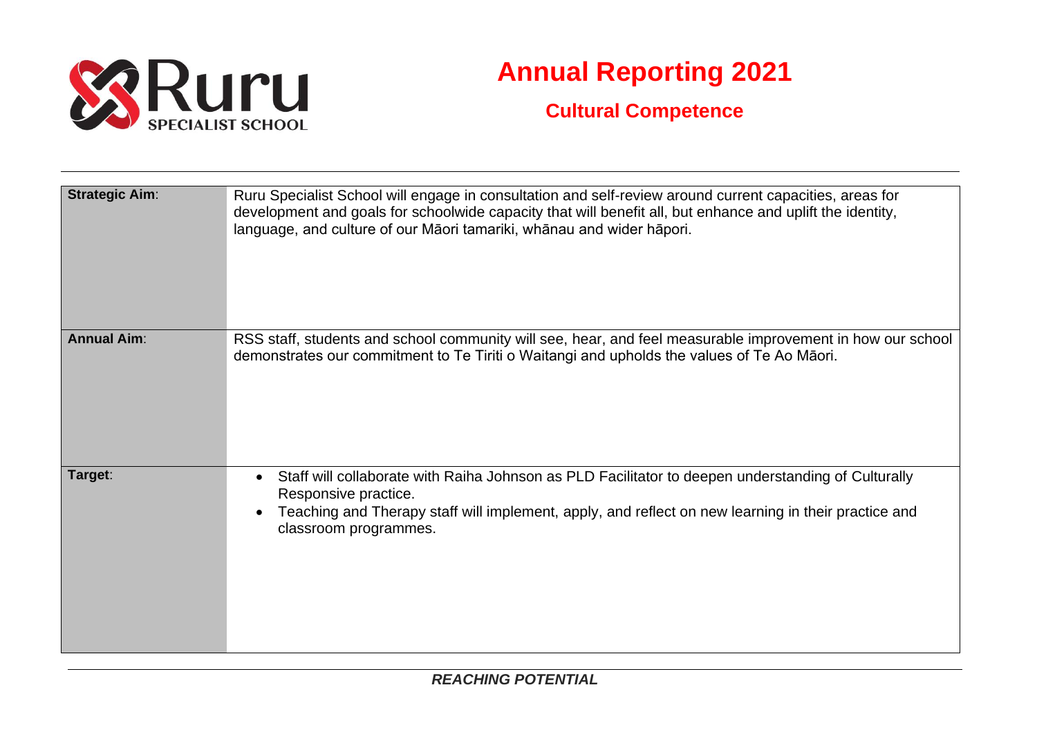# Annual Reporting 2021

## Cultural Competence

| | |
|---|---|
| **Strategic Aim**: | Ruru Specialist School will engage in consultation and self-review around current capacities, areas for development and goals for schoolwide capacity that will benefit all, but enhance and uplift the identity, language, and culture of our Māori tamariki, whānau and wider hāpori. |
| **Annual Aim**: | RSS staff, students and school community will see, hear, and feel measurable improvement in how our school demonstrates our commitment to Te Tiriti o Waitangi and upholds the values of Te Ao Māori. |
| **Target**: | • Staff will collaborate with Raiha Johnson as PLD Facilitator to deepen understanding of Culturally Responsive practice.<br>• Teaching and Therapy staff will implement, apply, and reflect on new learning in their practice and classroom programmes. |

***REACHING POTENTIAL***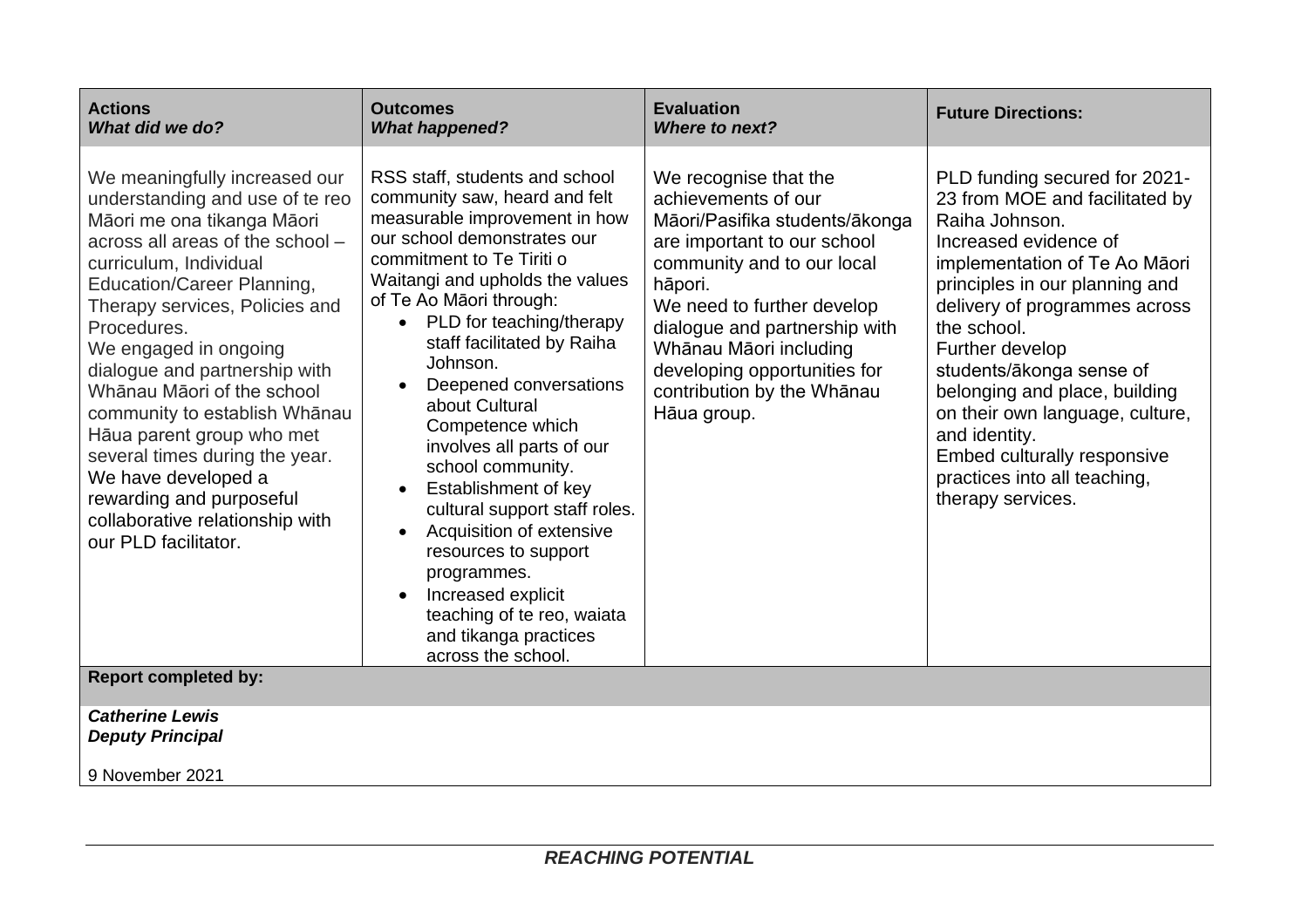| **Actions**<br>***What did we do?*** | **Outcomes**<br>***What happened?*** | **Evaluation**<br>***Where to next?*** | **Future Directions:** |
|---|---|---|---|
| We meaningfully increased our understanding and use of te reo Māori me ona tikanga Māori across all areas of the school – curriculum, Individual Education/Career Planning, Therapy services, Policies and Procedures.<br>We engaged in ongoing dialogue and partnership with Whānau Māori of the school community to establish Whānau Hāua parent group who met several times during the year.<br>We have developed a rewarding and purposeful collaborative relationship with our PLD facilitator. | RSS staff, students and school community saw, heard and felt measurable improvement in how our school demonstrates our commitment to Te Tiriti o Waitangi and upholds the values of Te Ao Māori through:<br>• PLD for teaching/therapy staff facilitated by Raiha Johnson.<br>• Deepened conversations about Cultural Competence which involves all parts of our school community.<br>• Establishment of key cultural support staff roles.<br>• Acquisition of extensive resources to support programmes.<br>• Increased explicit teaching of te reo, waiata and tikanga practices across the school. | We recognise that the achievements of our Māori/Pasifika students/ākonga are important to our school community and to our local hāpori.<br>We need to further develop dialogue and partnership with Whānau Māori including developing opportunities for contribution by the Whānau Hāua group. | PLD funding secured for 2021-23 from MOE and facilitated by Raiha Johnson.<br>Increased evidence of implementation of Te Ao Māori principles in our planning and delivery of programmes across the school.<br>Further develop students/ākonga sense of belonging and place, building on their own language, culture, and identity.<br>Embed culturally responsive practices into all teaching, therapy services. |

**Report completed by:**

***Catherine Lewis***
***Deputy Principal***

9 November 2021

***REACHING POTENTIAL***